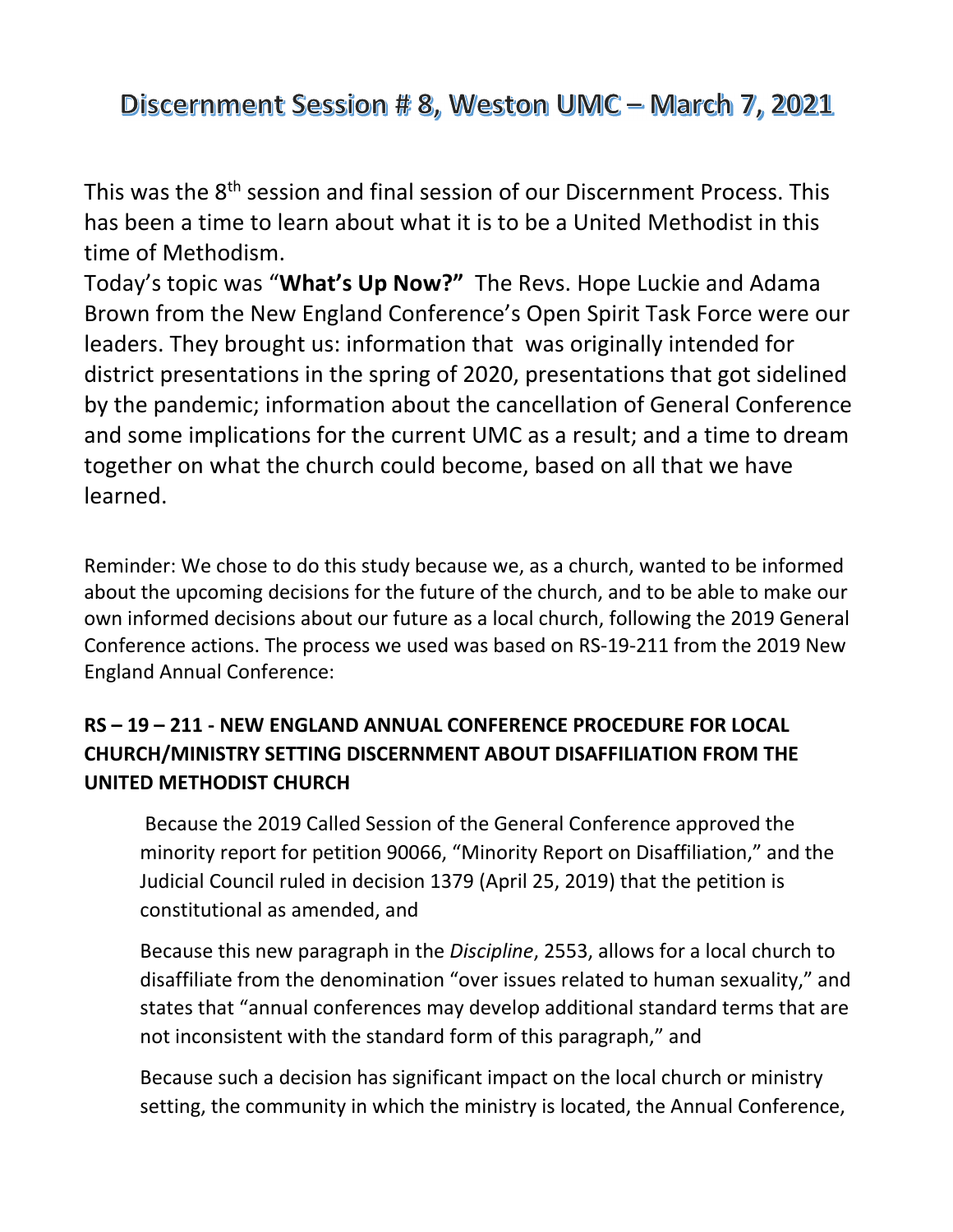# Discernment Session # 8, Weston UMC – March 7, 2021

This was the 8th session and final session of our Discernment Process. This has been a time to learn about what it is to be a United Methodist in this time of Methodism.

Today's topic was "**What's Up Now?**" The Revs. Hope Luckie and Adama Brown from the New England Conference's Open Spirit Task Force were our leaders. They brought us: information that was originally intended for district presentations in the spring of 2020, presentations that got sidelined by the pandemic; information about the cancellation of General Conference and some implications for the current UMC as a result; and a time to dream together on what the church could become, based on all that we have learned.

Reminder: We chose to do this study because we, as a church, wanted to be informed about the upcoming decisions for the future of the church, and to be able to make our own informed decisions about our future as a local church, following the 2019 General Conference actions. The process we used was based on RS-19-211 from the 2019 New England Annual Conference:

### RS – 19 – 211 - NEW ENGLAND ANNUAL CONFERENCE PROCEDURE FOR LOCAL CHURCH/MINISTRY SETTING DISCERNMENT ABOUT DISAFFILIATION FROM THE UNITED METHODIST CHURCH

> Because the 2019 Called Session of the General Conference approved the minority report for petition 90066, "Minority Report on Disaffiliation," and the Judicial Council ruled in decision 1379 (April 25, 2019) that the petition is constitutional as amended, and
>
> Because this new paragraph in the *Discipline*, 2553, allows for a local church to disaffiliate from the denomination "over issues related to human sexuality," and states that "annual conferences may develop additional standard terms that are not inconsistent with the standard form of this paragraph," and
>
> Because such a decision has significant impact on the local church or ministry setting, the community in which the ministry is located, the Annual Conference,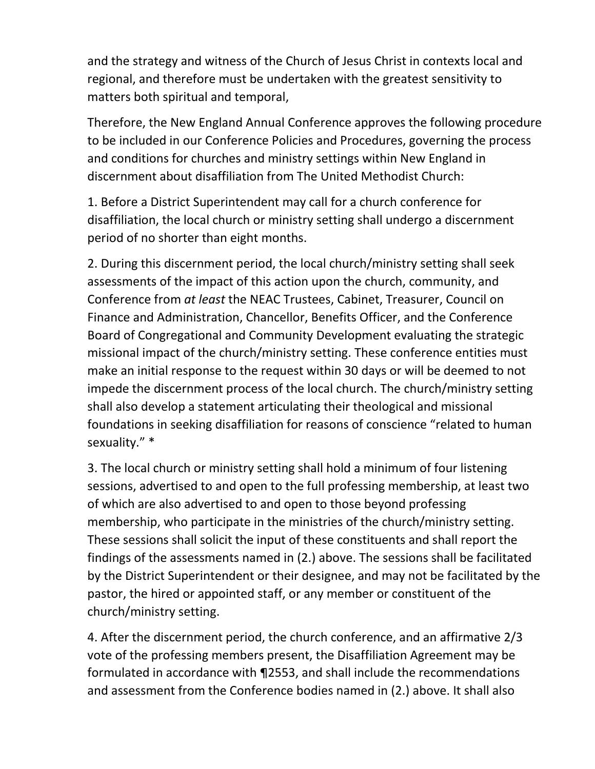and the strategy and witness of the Church of Jesus Christ in contexts local and regional, and therefore must be undertaken with the greatest sensitivity to matters both spiritual and temporal,

Therefore, the New England Annual Conference approves the following procedure to be included in our Conference Policies and Procedures, governing the process and conditions for churches and ministry settings within New England in discernment about disaffiliation from The United Methodist Church:

1. Before a District Superintendent may call for a church conference for disaffiliation, the local church or ministry setting shall undergo a discernment period of no shorter than eight months.

2. During this discernment period, the local church/ministry setting shall seek assessments of the impact of this action upon the church, community, and Conference from *at least* the NEAC Trustees, Cabinet, Treasurer, Council on Finance and Administration, Chancellor, Benefits Officer, and the Conference Board of Congregational and Community Development evaluating the strategic missional impact of the church/ministry setting. These conference entities must make an initial response to the request within 30 days or will be deemed to not impede the discernment process of the local church. The church/ministry setting shall also develop a statement articulating their theological and missional foundations in seeking disaffiliation for reasons of conscience "related to human sexuality." *

3. The local church or ministry setting shall hold a minimum of four listening sessions, advertised to and open to the full professing membership, at least two of which are also advertised to and open to those beyond professing membership, who participate in the ministries of the church/ministry setting. These sessions shall solicit the input of these constituents and shall report the findings of the assessments named in (2.) above. The sessions shall be facilitated by the District Superintendent or their designee, and may not be facilitated by the pastor, the hired or appointed staff, or any member or constituent of the church/ministry setting.

4. After the discernment period, the church conference, and an affirmative 2/3 vote of the professing members present, the Disaffiliation Agreement may be formulated in accordance with ¶2553, and shall include the recommendations and assessment from the Conference bodies named in (2.) above. It shall also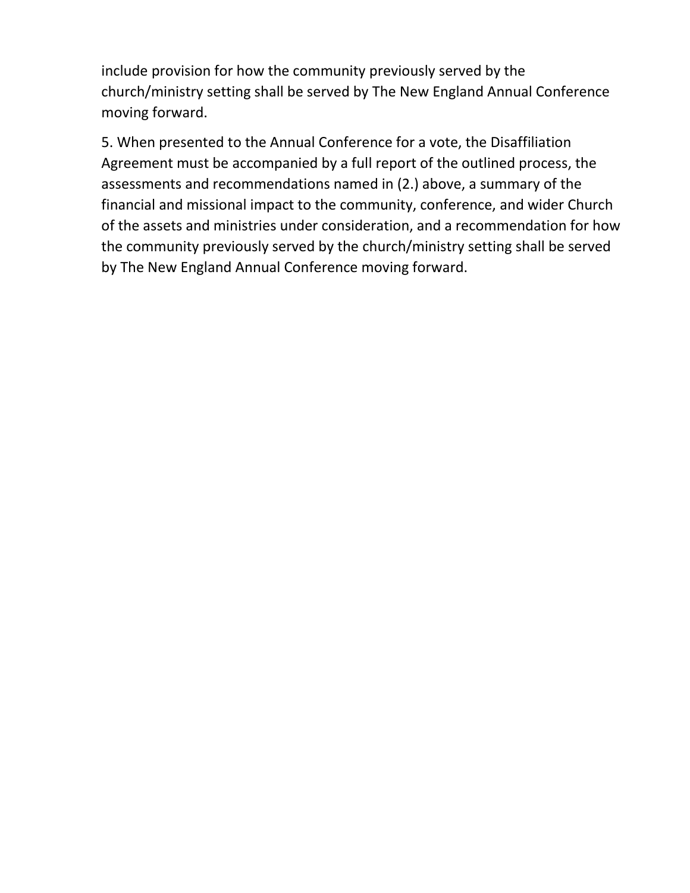include provision for how the community previously served by the church/ministry setting shall be served by The New England Annual Conference moving forward.

5. When presented to the Annual Conference for a vote, the Disaffiliation Agreement must be accompanied by a full report of the outlined process, the assessments and recommendations named in (2.) above, a summary of the financial and missional impact to the community, conference, and wider Church of the assets and ministries under consideration, and a recommendation for how the community previously served by the church/ministry setting shall be served by The New England Annual Conference moving forward.